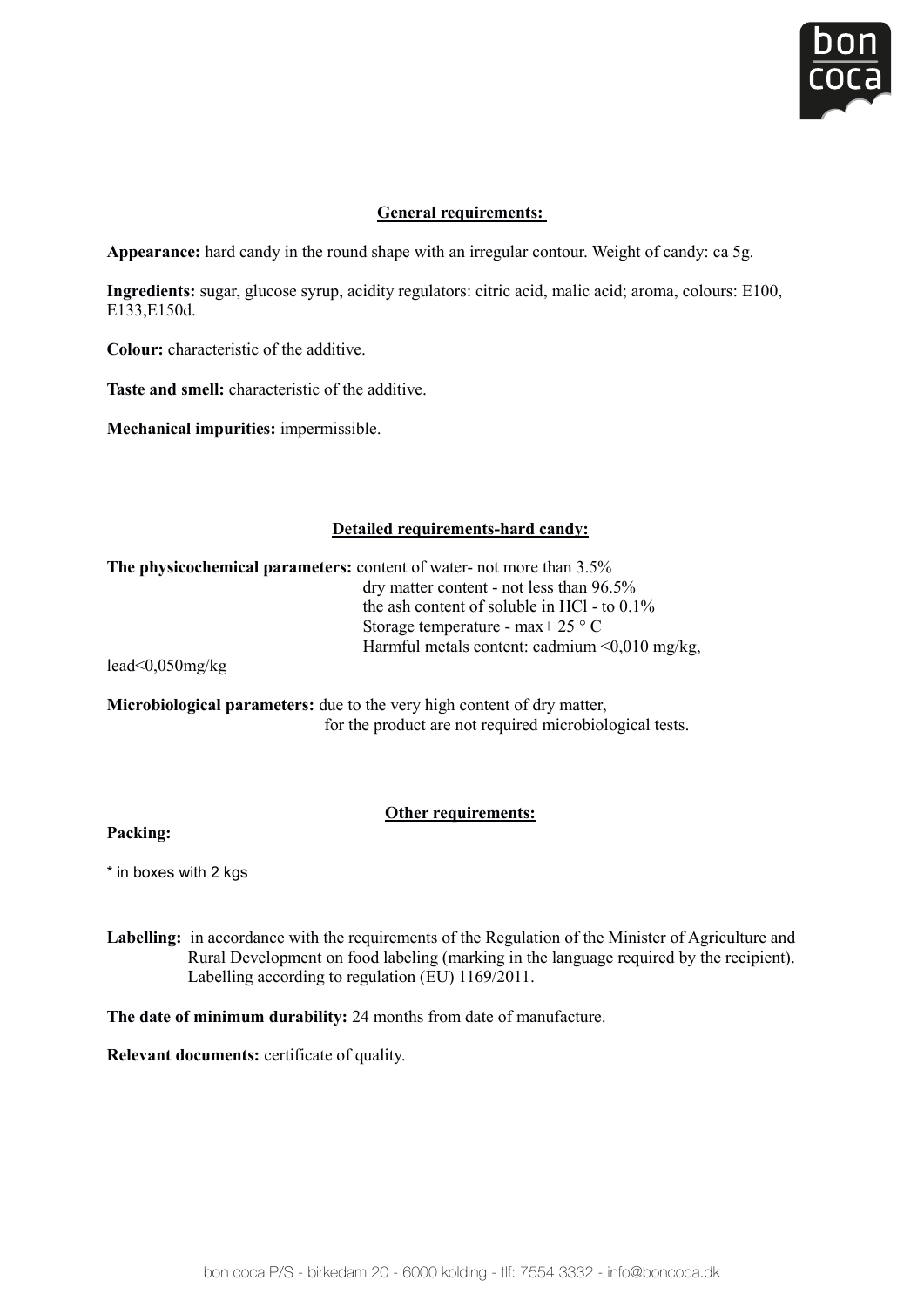## General requirements:

**Appearance:** hard candy in the round shape with an irregular contour. Weight of candy: ca 5g.

**Ingredients:** sugar, glucose syrup, acidity regulators: citric acid, malic acid; aroma, colours: E100, E133,E150d.

**Colour:** characteristic of the additive.

**Taste and smell:** characteristic of the additive.

**Mechanical impurities:** impermissible.

## Detailed requirements-hard candy:

**The physicochemical parameters:** content of water- not more than 3.5%
dry matter content - not less than 96.5%
the ash content of soluble in HCl - to 0.1%
Storage temperature - max+ 25 ° C
Harmful metals content: cadmium <0,010 mg/kg, lead<0,050mg/kg

**Microbiological parameters:** due to the very high content of dry matter, for the product are not required microbiological tests.

## Other requirements:

**Packing:**

* in boxes with 2 kgs

**Labelling:** in accordance with the requirements of the Regulation of the Minister of Agriculture and Rural Development on food labeling (marking in the language required by the recipient). Labelling according to regulation (EU) 1169/2011.

**The date of minimum durability:** 24 months from date of manufacture.

**Relevant documents:** certificate of quality.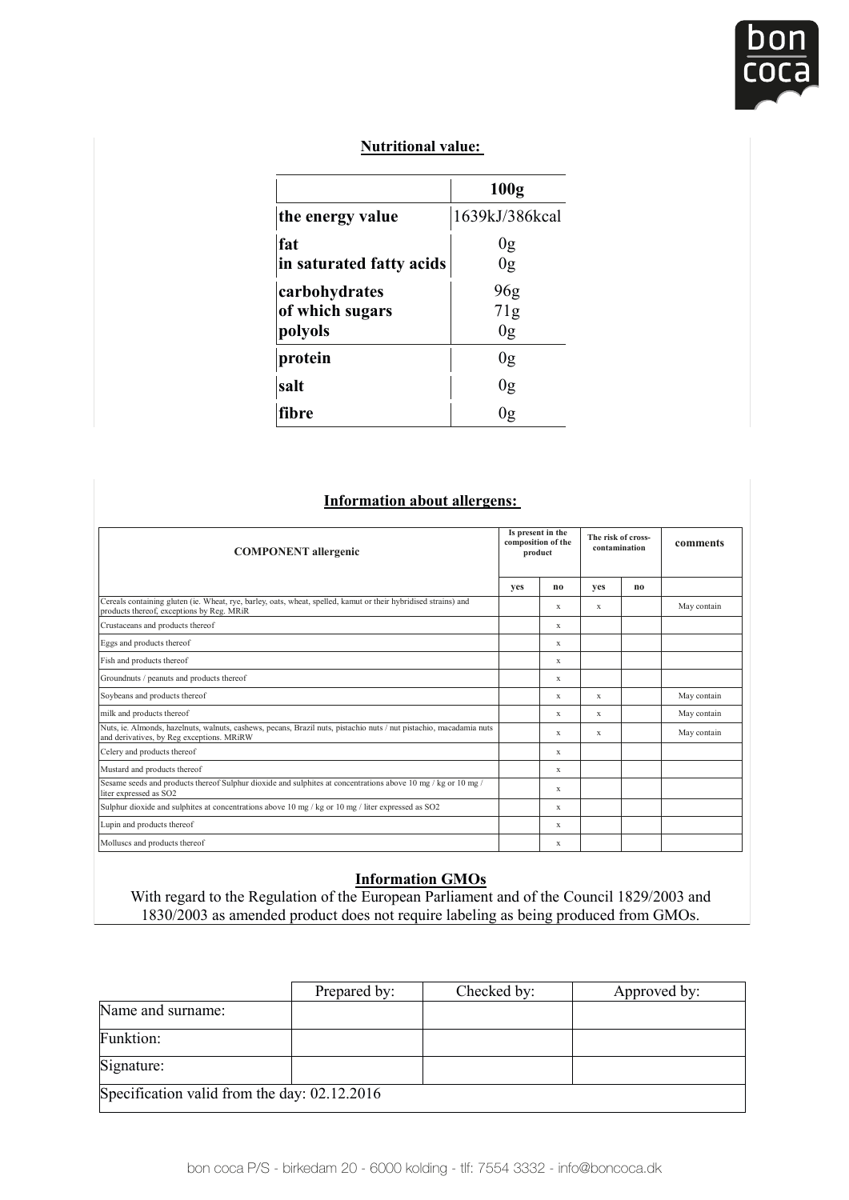## Nutritional value:

| | 100g |
|---|---|
| **the energy value** | 1639kJ/386kcal |
| **fat** | 0g |
| **in saturated fatty acids** | 0g |
| **carbohydrates** | 96g |
| **of which sugars** | 71g |
| **polyols** | 0g |
| **protein** | 0g |
| **salt** | 0g |
| **fibre** | 0g |

## Information about allergens:

| COMPONENT allergenic | Is present in the composition of the product | | The risk of cross-contamination | | comments |
|---|---|---|---|---|---|
| | yes | no | yes | no | |
| Cereals containing gluten (ie. Wheat, rye, barley, oats, wheat, spelled, kamut or their hybridised strains) and products thereof, exceptions by Reg. MRiR | | x | x | | May contain |
| Crustaceans and products thereof | | x | | | |
| Eggs and products thereof | | x | | | |
| Fish and products thereof | | x | | | |
| Groundnuts / peanuts and products thereof | | x | | | |
| Soybeans and products thereof | | x | x | | May contain |
| milk and products thereof | | x | x | | May contain |
| Nuts, ie. Almonds, hazelnuts, walnuts, cashews, pecans, Brazil nuts, pistachio nuts / nut pistachio, macadamia nuts and derivatives, by Reg exceptions. MRiRW | | x | x | | May contain |
| Celery and products thereof | | x | | | |
| Mustard and products thereof | | x | | | |
| Sesame seeds and products thereof Sulphur dioxide and sulphites at concentrations above 10 mg / kg or 10 mg / liter expressed as SO2 | | x | | | |
| Sulphur dioxide and sulphites at concentrations above 10 mg / kg or 10 mg / liter expressed as SO2 | | x | | | |
| Lupin and products thereof | | x | | | |
| Molluscs and products thereof | | x | | | |

## Information GMOs

With regard to the Regulation of the European Parliament and of the Council 1829/2003 and 1830/2003 as amended product does not require labeling as being produced from GMOs.

| | Prepared by: | Checked by: | Approved by: |
|---|---|---|---|
| Name and surname: | | | |
| Funktion: | | | |
| Signature: | | | |
| Specification valid from the day: 02.12.2016 | | | |

bon coca P/S - birkedam 20 - 6000 kolding - tlf: 7554 3332 - info@boncoca.dk